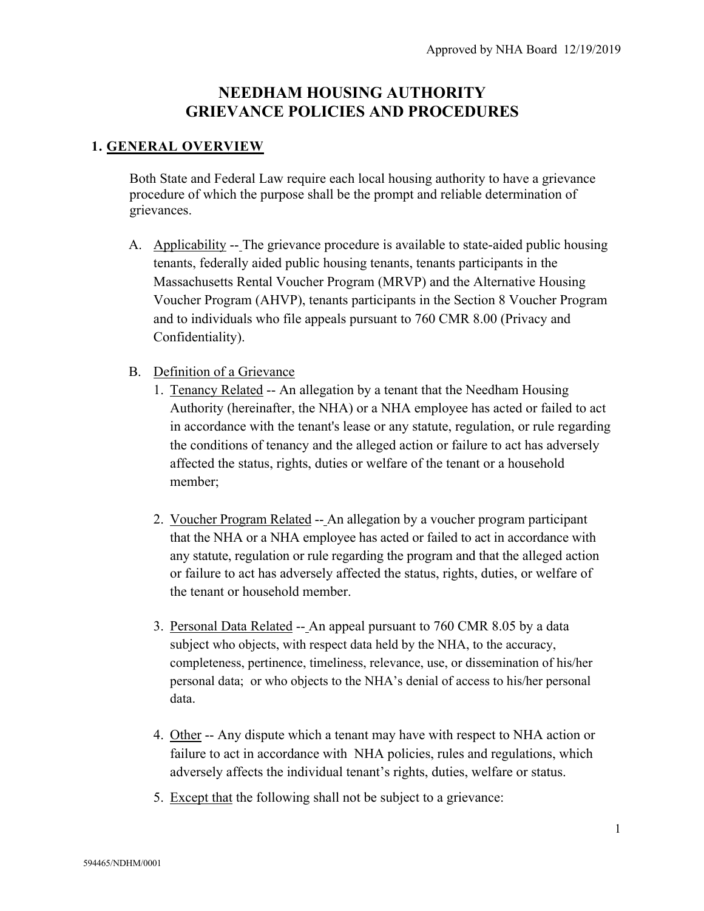Approved by NHA Board 12/19/2019

# NEEDHAM HOUSING AUTHORITY
# GRIEVANCE POLICIES AND PROCEDURES

## 1. GENERAL OVERVIEW

Both State and Federal Law require each local housing authority to have a grievance procedure of which the purpose shall be the prompt and reliable determination of grievances.

A. Applicability -- The grievance procedure is available to state-aided public housing tenants, federally aided public housing tenants, tenants participants in the Massachusetts Rental Voucher Program (MRVP) and the Alternative Housing Voucher Program (AHVP), tenants participants in the Section 8 Voucher Program and to individuals who file appeals pursuant to 760 CMR 8.00 (Privacy and Confidentiality).

B. Definition of a Grievance

1. Tenancy Related -- An allegation by a tenant that the Needham Housing Authority (hereinafter, the NHA) or a NHA employee has acted or failed to act in accordance with the tenant's lease or any statute, regulation, or rule regarding the conditions of tenancy and the alleged action or failure to act has adversely affected the status, rights, duties or welfare of the tenant or a household member;

2. Voucher Program Related -- An allegation by a voucher program participant that the NHA or a NHA employee has acted or failed to act in accordance with any statute, regulation or rule regarding the program and that the alleged action or failure to act has adversely affected the status, rights, duties, or welfare of the tenant or household member.

3. Personal Data Related -- An appeal pursuant to 760 CMR 8.05 by a data subject who objects, with respect data held by the NHA, to the accuracy, completeness, pertinence, timeliness, relevance, use, or dissemination of his/her personal data; or who objects to the NHA's denial of access to his/her personal data.

4. Other -- Any dispute which a tenant may have with respect to NHA action or failure to act in accordance with NHA policies, rules and regulations, which adversely affects the individual tenant's rights, duties, welfare or status.

5. Except that the following shall not be subject to a grievance: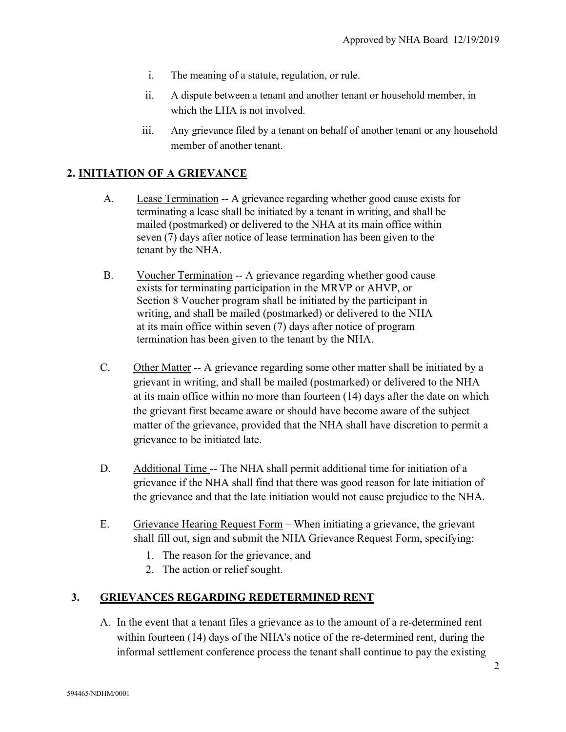i. The meaning of a statute, regulation, or rule.

ii. A dispute between a tenant and another tenant or household member, in which the LHA is not involved.

iii. Any grievance filed by a tenant on behalf of another tenant or any household member of another tenant.

## 2. INITIATION OF A GRIEVANCE

A. Lease Termination -- A grievance regarding whether good cause exists for terminating a lease shall be initiated by a tenant in writing, and shall be mailed (postmarked) or delivered to the NHA at its main office within seven (7) days after notice of lease termination has been given to the tenant by the NHA.

B. Voucher Termination -- A grievance regarding whether good cause exists for terminating participation in the MRVP or AHVP, or Section 8 Voucher program shall be initiated by the participant in writing, and shall be mailed (postmarked) or delivered to the NHA at its main office within seven (7) days after notice of program termination has been given to the tenant by the NHA.

C. Other Matter -- A grievance regarding some other matter shall be initiated by a grievant in writing, and shall be mailed (postmarked) or delivered to the NHA at its main office within no more than fourteen (14) days after the date on which the grievant first became aware or should have become aware of the subject matter of the grievance, provided that the NHA shall have discretion to permit a grievance to be initiated late.

D. Additional Time -- The NHA shall permit additional time for initiation of a grievance if the NHA shall find that there was good reason for late initiation of the grievance and that the late initiation would not cause prejudice to the NHA.

E. Grievance Hearing Request Form – When initiating a grievance, the grievant shall fill out, sign and submit the NHA Grievance Request Form, specifying:

1. The reason for the grievance, and
2. The action or relief sought.

## 3. GRIEVANCES REGARDING REDETERMINED RENT

A. In the event that a tenant files a grievance as to the amount of a re-determined rent within fourteen (14) days of the NHA's notice of the re-determined rent, during the informal settlement conference process the tenant shall continue to pay the existing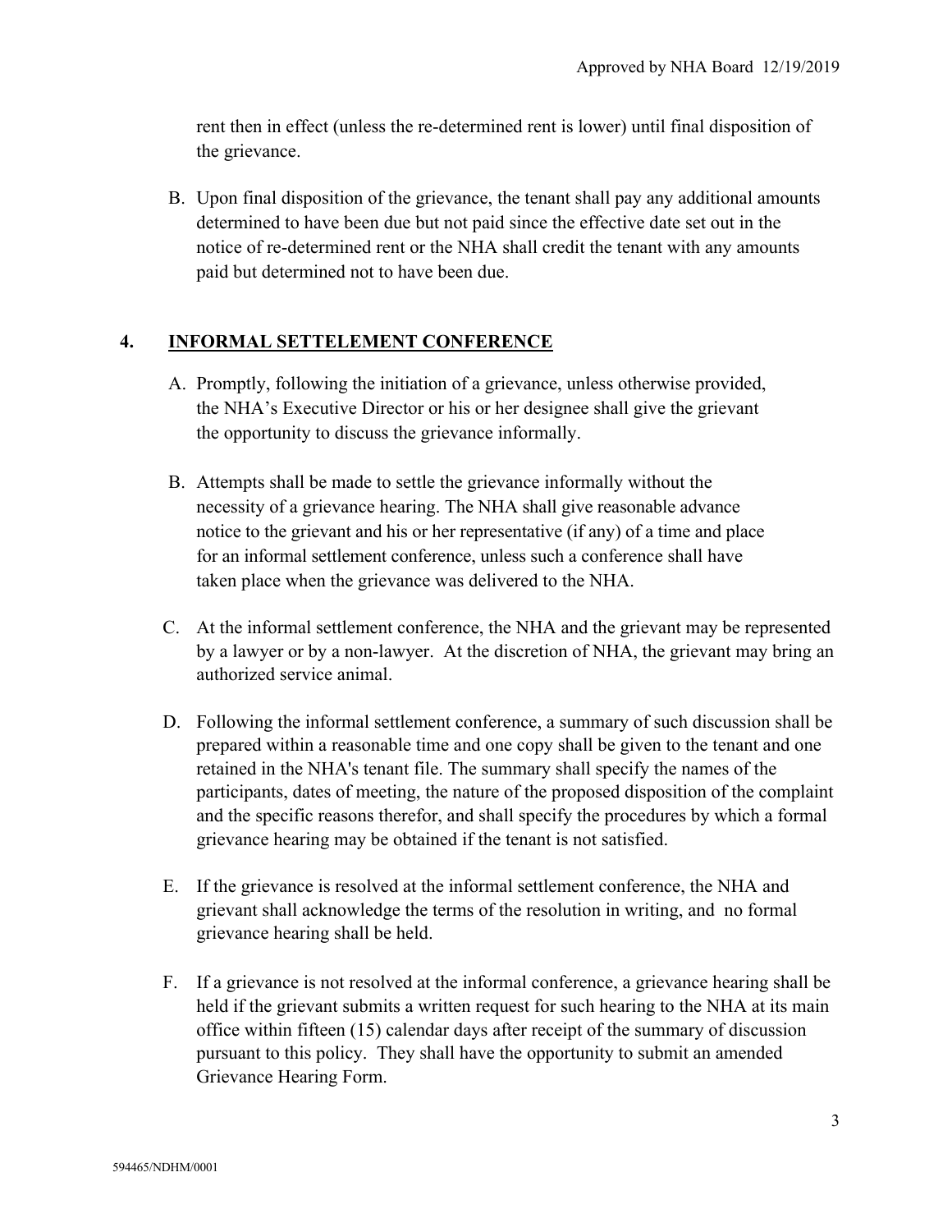rent then in effect (unless the re-determined rent is lower) until final disposition of the grievance.

B. Upon final disposition of the grievance, the tenant shall pay any additional amounts determined to have been due but not paid since the effective date set out in the notice of re-determined rent or the NHA shall credit the tenant with any amounts paid but determined not to have been due.

## 4. INFORMAL SETTELEMENT CONFERENCE

A. Promptly, following the initiation of a grievance, unless otherwise provided, the NHA's Executive Director or his or her designee shall give the grievant the opportunity to discuss the grievance informally.

B. Attempts shall be made to settle the grievance informally without the necessity of a grievance hearing. The NHA shall give reasonable advance notice to the grievant and his or her representative (if any) of a time and place for an informal settlement conference, unless such a conference shall have taken place when the grievance was delivered to the NHA.

C. At the informal settlement conference, the NHA and the grievant may be represented by a lawyer or by a non-lawyer. At the discretion of NHA, the grievant may bring an authorized service animal.

D. Following the informal settlement conference, a summary of such discussion shall be prepared within a reasonable time and one copy shall be given to the tenant and one retained in the NHA's tenant file. The summary shall specify the names of the participants, dates of meeting, the nature of the proposed disposition of the complaint and the specific reasons therefor, and shall specify the procedures by which a formal grievance hearing may be obtained if the tenant is not satisfied.

E. If the grievance is resolved at the informal settlement conference, the NHA and grievant shall acknowledge the terms of the resolution in writing, and no formal grievance hearing shall be held.

F. If a grievance is not resolved at the informal conference, a grievance hearing shall be held if the grievant submits a written request for such hearing to the NHA at its main office within fifteen (15) calendar days after receipt of the summary of discussion pursuant to this policy. They shall have the opportunity to submit an amended Grievance Hearing Form.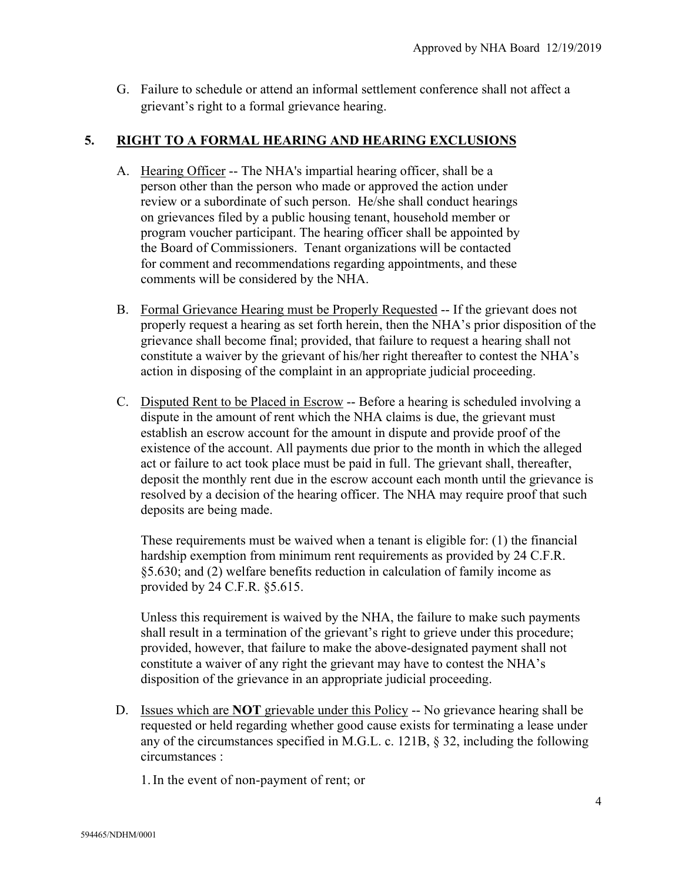G. Failure to schedule or attend an informal settlement conference shall not affect a grievant's right to a formal grievance hearing.

## 5. RIGHT TO A FORMAL HEARING AND HEARING EXCLUSIONS

A. Hearing Officer -- The NHA's impartial hearing officer, shall be a person other than the person who made or approved the action under review or a subordinate of such person. He/she shall conduct hearings on grievances filed by a public housing tenant, household member or program voucher participant. The hearing officer shall be appointed by the Board of Commissioners. Tenant organizations will be contacted for comment and recommendations regarding appointments, and these comments will be considered by the NHA.

B. Formal Grievance Hearing must be Properly Requested -- If the grievant does not properly request a hearing as set forth herein, then the NHA's prior disposition of the grievance shall become final; provided, that failure to request a hearing shall not constitute a waiver by the grievant of his/her right thereafter to contest the NHA's action in disposing of the complaint in an appropriate judicial proceeding.

C. Disputed Rent to be Placed in Escrow -- Before a hearing is scheduled involving a dispute in the amount of rent which the NHA claims is due, the grievant must establish an escrow account for the amount in dispute and provide proof of the existence of the account. All payments due prior to the month in which the alleged act or failure to act took place must be paid in full. The grievant shall, thereafter, deposit the monthly rent due in the escrow account each month until the grievance is resolved by a decision of the hearing officer. The NHA may require proof that such deposits are being made.

   These requirements must be waived when a tenant is eligible for: (1) the financial hardship exemption from minimum rent requirements as provided by 24 C.F.R. §5.630; and (2) welfare benefits reduction in calculation of family income as provided by 24 C.F.R. §5.615.

   Unless this requirement is waived by the NHA, the failure to make such payments shall result in a termination of the grievant's right to grieve under this procedure; provided, however, that failure to make the above-designated payment shall not constitute a waiver of any right the grievant may have to contest the NHA's disposition of the grievance in an appropriate judicial proceeding.

D. Issues which are **NOT** grievable under this Policy -- No grievance hearing shall be requested or held regarding whether good cause exists for terminating a lease under any of the circumstances specified in M.G.L. c. 121B, § 32, including the following circumstances :

   1. In the event of non-payment of rent; or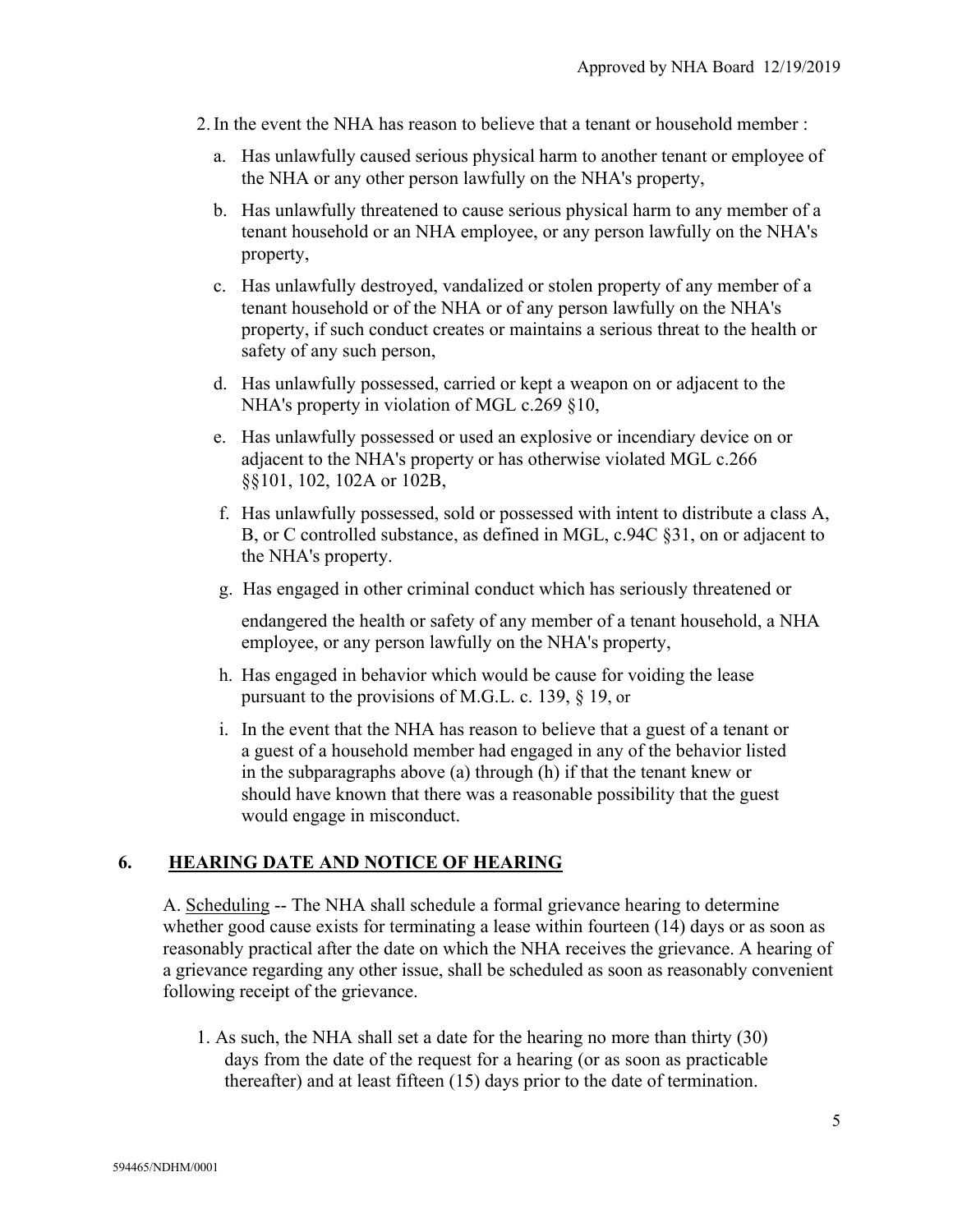2. In the event the NHA has reason to believe that a tenant or household member :

   a. Has unlawfully caused serious physical harm to another tenant or employee of the NHA or any other person lawfully on the NHA's property,

   b. Has unlawfully threatened to cause serious physical harm to any member of a tenant household or an NHA employee, or any person lawfully on the NHA's property,

   c. Has unlawfully destroyed, vandalized or stolen property of any member of a tenant household or of the NHA or of any person lawfully on the NHA's property, if such conduct creates or maintains a serious threat to the health or safety of any such person,

   d. Has unlawfully possessed, carried or kept a weapon on or adjacent to the NHA's property in violation of MGL c.269 §10,

   e. Has unlawfully possessed or used an explosive or incendiary device on or adjacent to the NHA's property or has otherwise violated MGL c.266 §§101, 102, 102A or 102B,

   f. Has unlawfully possessed, sold or possessed with intent to distribute a class A, B, or C controlled substance, as defined in MGL, c.94C §31, on or adjacent to the NHA's property.

   g. Has engaged in other criminal conduct which has seriously threatened or endangered the health or safety of any member of a tenant household, a NHA employee, or any person lawfully on the NHA's property,

   h. Has engaged in behavior which would be cause for voiding the lease pursuant to the provisions of M.G.L. c. 139, § 19, or

   i. In the event that the NHA has reason to believe that a guest of a tenant or a guest of a household member had engaged in any of the behavior listed in the subparagraphs above (a) through (h) if that the tenant knew or should have known that there was a reasonable possibility that the guest would engage in misconduct.

## 6. HEARING DATE AND NOTICE OF HEARING

A. Scheduling -- The NHA shall schedule a formal grievance hearing to determine whether good cause exists for terminating a lease within fourteen (14) days or as soon as reasonably practical after the date on which the NHA receives the grievance. A hearing of a grievance regarding any other issue, shall be scheduled as soon as reasonably convenient following receipt of the grievance.

1. As such, the NHA shall set a date for the hearing no more than thirty (30) days from the date of the request for a hearing (or as soon as practicable thereafter) and at least fifteen (15) days prior to the date of termination.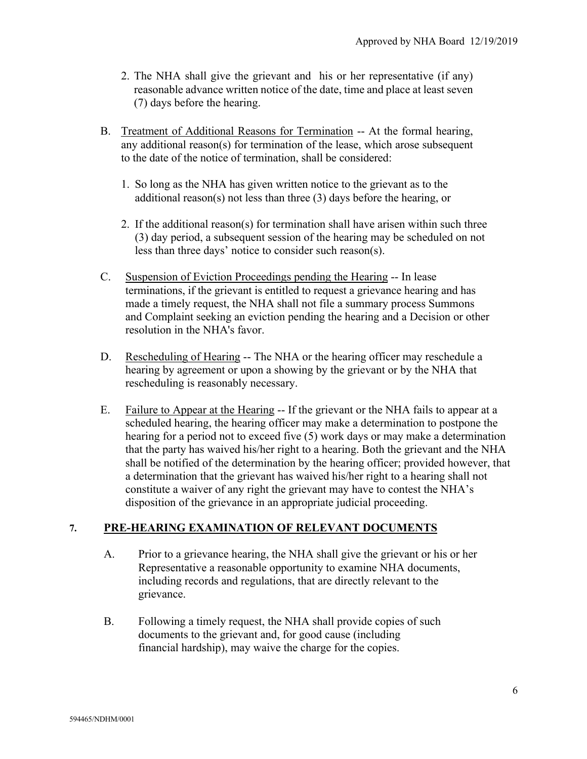2. The NHA shall give the grievant and his or her representative (if any) reasonable advance written notice of the date, time and place at least seven (7) days before the hearing.

B. Treatment of Additional Reasons for Termination -- At the formal hearing, any additional reason(s) for termination of the lease, which arose subsequent to the date of the notice of termination, shall be considered:

   1. So long as the NHA has given written notice to the grievant as to the additional reason(s) not less than three (3) days before the hearing, or

   2. If the additional reason(s) for termination shall have arisen within such three (3) day period, a subsequent session of the hearing may be scheduled on not less than three days' notice to consider such reason(s).

C. Suspension of Eviction Proceedings pending the Hearing -- In lease terminations, if the grievant is entitled to request a grievance hearing and has made a timely request, the NHA shall not file a summary process Summons and Complaint seeking an eviction pending the hearing and a Decision or other resolution in the NHA's favor.

D. Rescheduling of Hearing -- The NHA or the hearing officer may reschedule a hearing by agreement or upon a showing by the grievant or by the NHA that rescheduling is reasonably necessary.

E. Failure to Appear at the Hearing -- If the grievant or the NHA fails to appear at a scheduled hearing, the hearing officer may make a determination to postpone the hearing for a period not to exceed five (5) work days or may make a determination that the party has waived his/her right to a hearing. Both the grievant and the NHA shall be notified of the determination by the hearing officer; provided however, that a determination that the grievant has waived his/her right to a hearing shall not constitute a waiver of any right the grievant may have to contest the NHA's disposition of the grievance in an appropriate judicial proceeding.

## 7. PRE-HEARING EXAMINATION OF RELEVANT DOCUMENTS

A. Prior to a grievance hearing, the NHA shall give the grievant or his or her Representative a reasonable opportunity to examine NHA documents, including records and regulations, that are directly relevant to the grievance.

B. Following a timely request, the NHA shall provide copies of such documents to the grievant and, for good cause (including financial hardship), may waive the charge for the copies.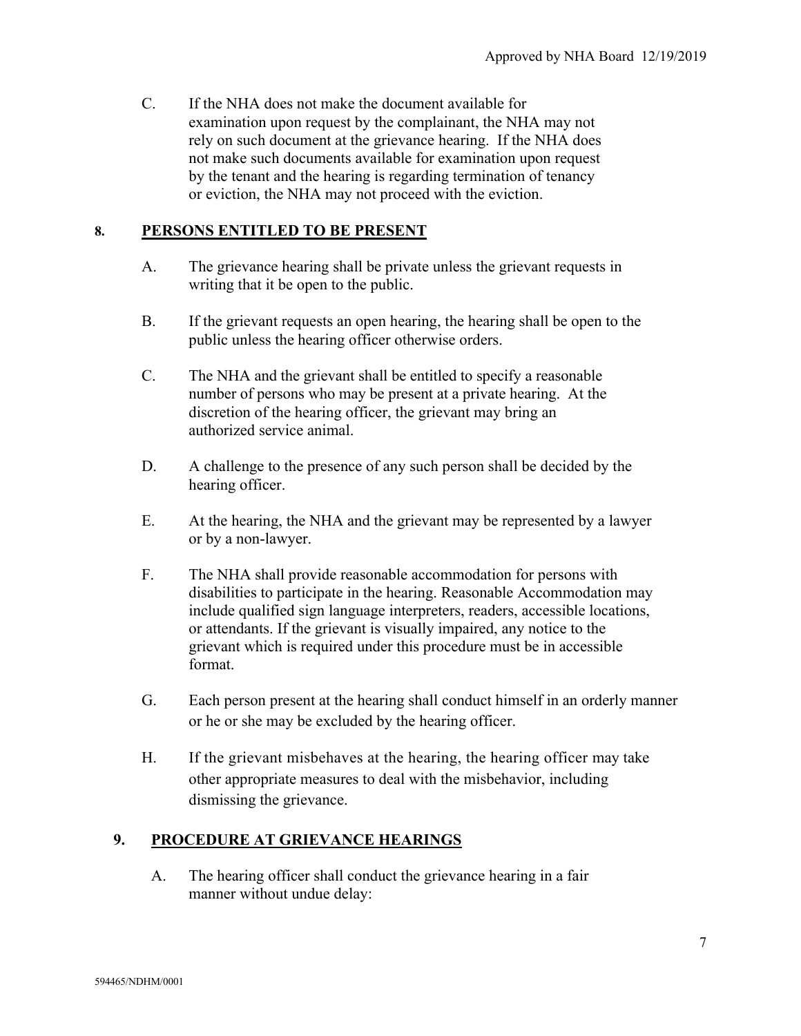C. If the NHA does not make the document available for examination upon request by the complainant, the NHA may not rely on such document at the grievance hearing. If the NHA does not make such documents available for examination upon request by the tenant and the hearing is regarding termination of tenancy or eviction, the NHA may not proceed with the eviction.

## 8. PERSONS ENTITLED TO BE PRESENT

A. The grievance hearing shall be private unless the grievant requests in writing that it be open to the public.

B. If the grievant requests an open hearing, the hearing shall be open to the public unless the hearing officer otherwise orders.

C. The NHA and the grievant shall be entitled to specify a reasonable number of persons who may be present at a private hearing. At the discretion of the hearing officer, the grievant may bring an authorized service animal.

D. A challenge to the presence of any such person shall be decided by the hearing officer.

E. At the hearing, the NHA and the grievant may be represented by a lawyer or by a non-lawyer.

F. The NHA shall provide reasonable accommodation for persons with disabilities to participate in the hearing. Reasonable Accommodation may include qualified sign language interpreters, readers, accessible locations, or attendants. If the grievant is visually impaired, any notice to the grievant which is required under this procedure must be in accessible format.

G. Each person present at the hearing shall conduct himself in an orderly manner or he or she may be excluded by the hearing officer.

H. If the grievant misbehaves at the hearing, the hearing officer may take other appropriate measures to deal with the misbehavior, including dismissing the grievance.

## 9. PROCEDURE AT GRIEVANCE HEARINGS

A. The hearing officer shall conduct the grievance hearing in a fair manner without undue delay: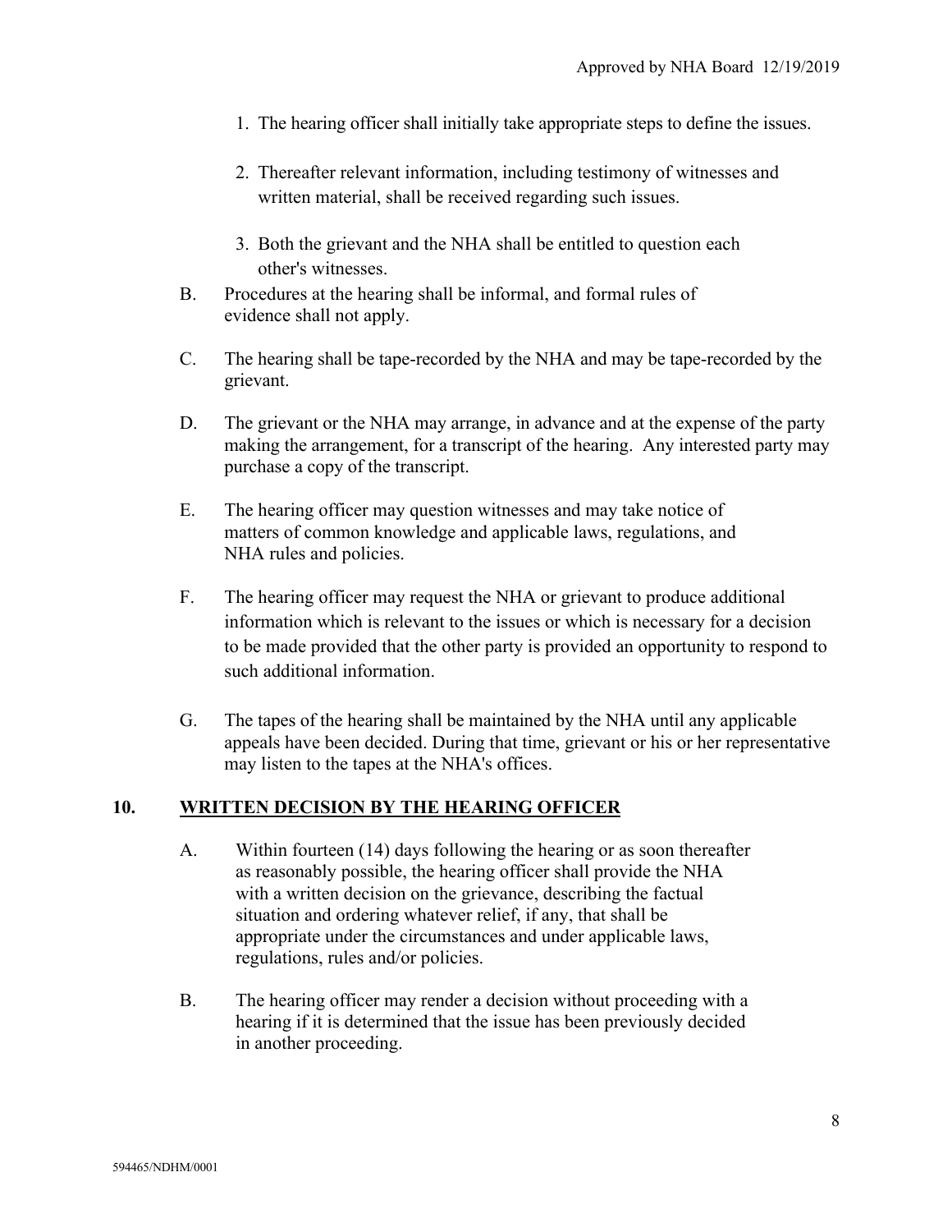1. The hearing officer shall initially take appropriate steps to define the issues.

2. Thereafter relevant information, including testimony of witnesses and written material, shall be received regarding such issues.

3. Both the grievant and the NHA shall be entitled to question each other's witnesses.

B. Procedures at the hearing shall be informal, and formal rules of evidence shall not apply.

C. The hearing shall be tape-recorded by the NHA and may be tape-recorded by the grievant.

D. The grievant or the NHA may arrange, in advance and at the expense of the party making the arrangement, for a transcript of the hearing. Any interested party may purchase a copy of the transcript.

E. The hearing officer may question witnesses and may take notice of matters of common knowledge and applicable laws, regulations, and NHA rules and policies.

F. The hearing officer may request the NHA or grievant to produce additional information which is relevant to the issues or which is necessary for a decision to be made provided that the other party is provided an opportunity to respond to such additional information.

G. The tapes of the hearing shall be maintained by the NHA until any applicable appeals have been decided. During that time, grievant or his or her representative may listen to the tapes at the NHA's offices.

## 10. <u>WRITTEN DECISION BY THE HEARING OFFICER</u>

A. Within fourteen (14) days following the hearing or as soon thereafter as reasonably possible, the hearing officer shall provide the NHA with a written decision on the grievance, describing the factual situation and ordering whatever relief, if any, that shall be appropriate under the circumstances and under applicable laws, regulations, rules and/or policies.

B. The hearing officer may render a decision without proceeding with a hearing if it is determined that the issue has been previously decided in another proceeding.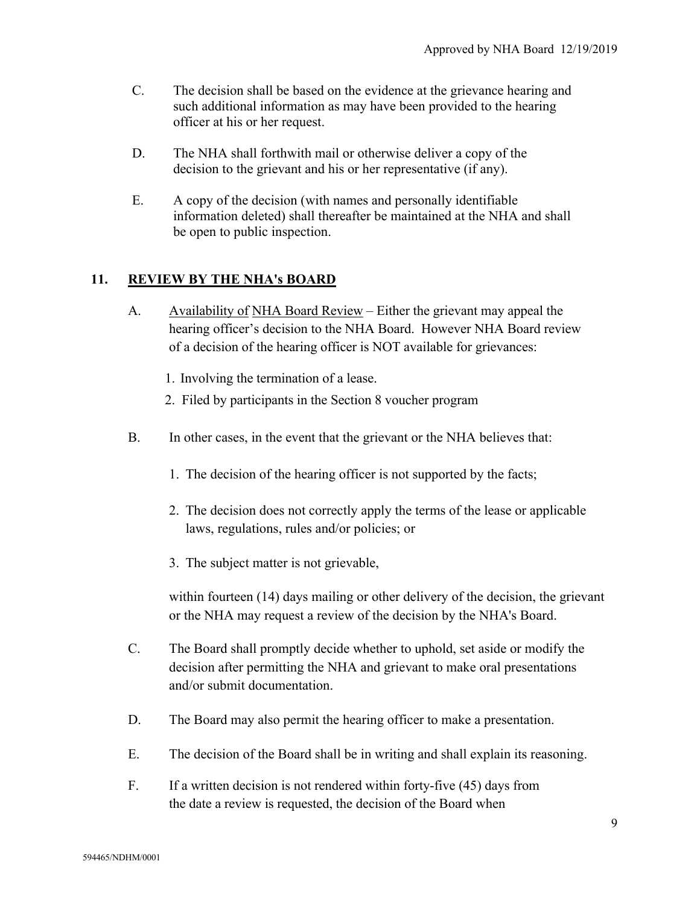C. The decision shall be based on the evidence at the grievance hearing and such additional information as may have been provided to the hearing officer at his or her request.

D. The NHA shall forthwith mail or otherwise deliver a copy of the decision to the grievant and his or her representative (if any).

E. A copy of the decision (with names and personally identifiable information deleted) shall thereafter be maintained at the NHA and shall be open to public inspection.

## 11. REVIEW BY THE NHA's BOARD

A. Availability of NHA Board Review – Either the grievant may appeal the hearing officer's decision to the NHA Board. However NHA Board review of a decision of the hearing officer is NOT available for grievances:

   1. Involving the termination of a lease.
   2. Filed by participants in the Section 8 voucher program

B. In other cases, in the event that the grievant or the NHA believes that:

   1. The decision of the hearing officer is not supported by the facts;

   2. The decision does not correctly apply the terms of the lease or applicable laws, regulations, rules and/or policies; or

   3. The subject matter is not grievable,

   within fourteen (14) days mailing or other delivery of the decision, the grievant or the NHA may request a review of the decision by the NHA's Board.

C. The Board shall promptly decide whether to uphold, set aside or modify the decision after permitting the NHA and grievant to make oral presentations and/or submit documentation.

D. The Board may also permit the hearing officer to make a presentation.

E. The decision of the Board shall be in writing and shall explain its reasoning.

F. If a written decision is not rendered within forty-five (45) days from the date a review is requested, the decision of the Board when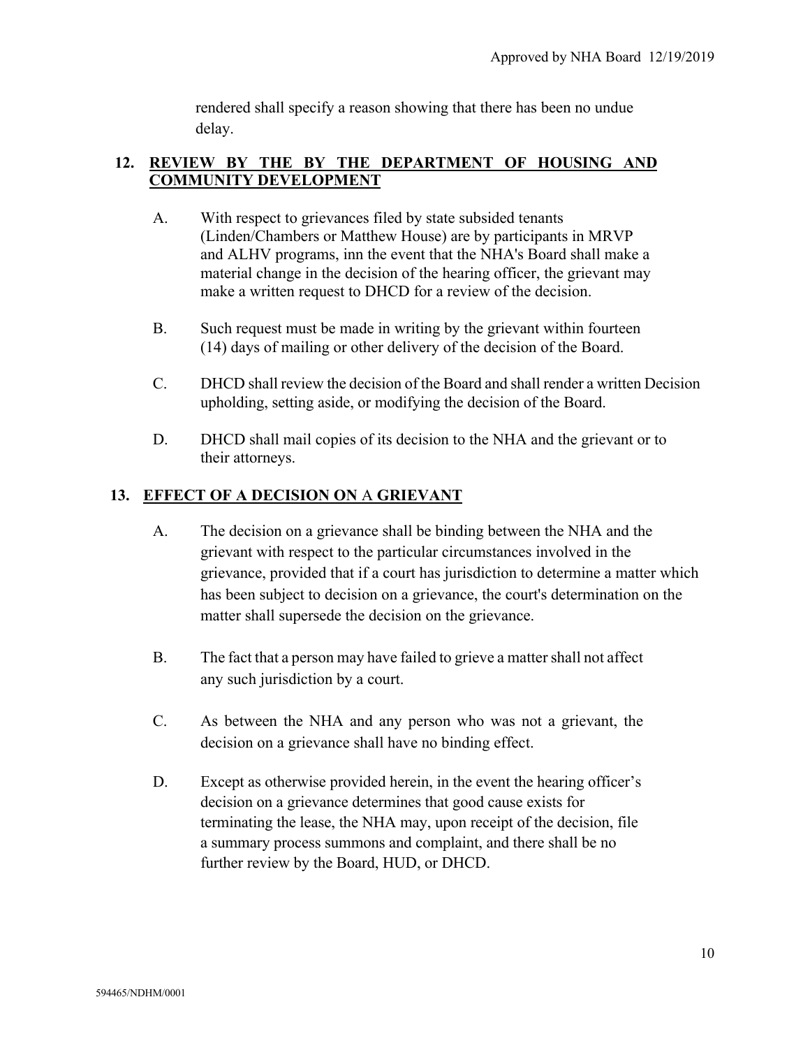rendered shall specify a reason showing that there has been no undue delay.

## 12. REVIEW BY THE BY THE DEPARTMENT OF HOUSING AND COMMUNITY DEVELOPMENT

A. With respect to grievances filed by state subsided tenants (Linden/Chambers or Matthew House) are by participants in MRVP and ALHV programs, inn the event that the NHA's Board shall make a material change in the decision of the hearing officer, the grievant may make a written request to DHCD for a review of the decision.

B. Such request must be made in writing by the grievant within fourteen (14) days of mailing or other delivery of the decision of the Board.

C. DHCD shall review the decision of the Board and shall render a written Decision upholding, setting aside, or modifying the decision of the Board.

D. DHCD shall mail copies of its decision to the NHA and the grievant or to their attorneys.

## 13. EFFECT OF A DECISION ON A GRIEVANT

A. The decision on a grievance shall be binding between the NHA and the grievant with respect to the particular circumstances involved in the grievance, provided that if a court has jurisdiction to determine a matter which has been subject to decision on a grievance, the court's determination on the matter shall supersede the decision on the grievance.

B. The fact that a person may have failed to grieve a matter shall not affect any such jurisdiction by a court.

C. As between the NHA and any person who was not a grievant, the decision on a grievance shall have no binding effect.

D. Except as otherwise provided herein, in the event the hearing officer's decision on a grievance determines that good cause exists for terminating the lease, the NHA may, upon receipt of the decision, file a summary process summons and complaint, and there shall be no further review by the Board, HUD, or DHCD.